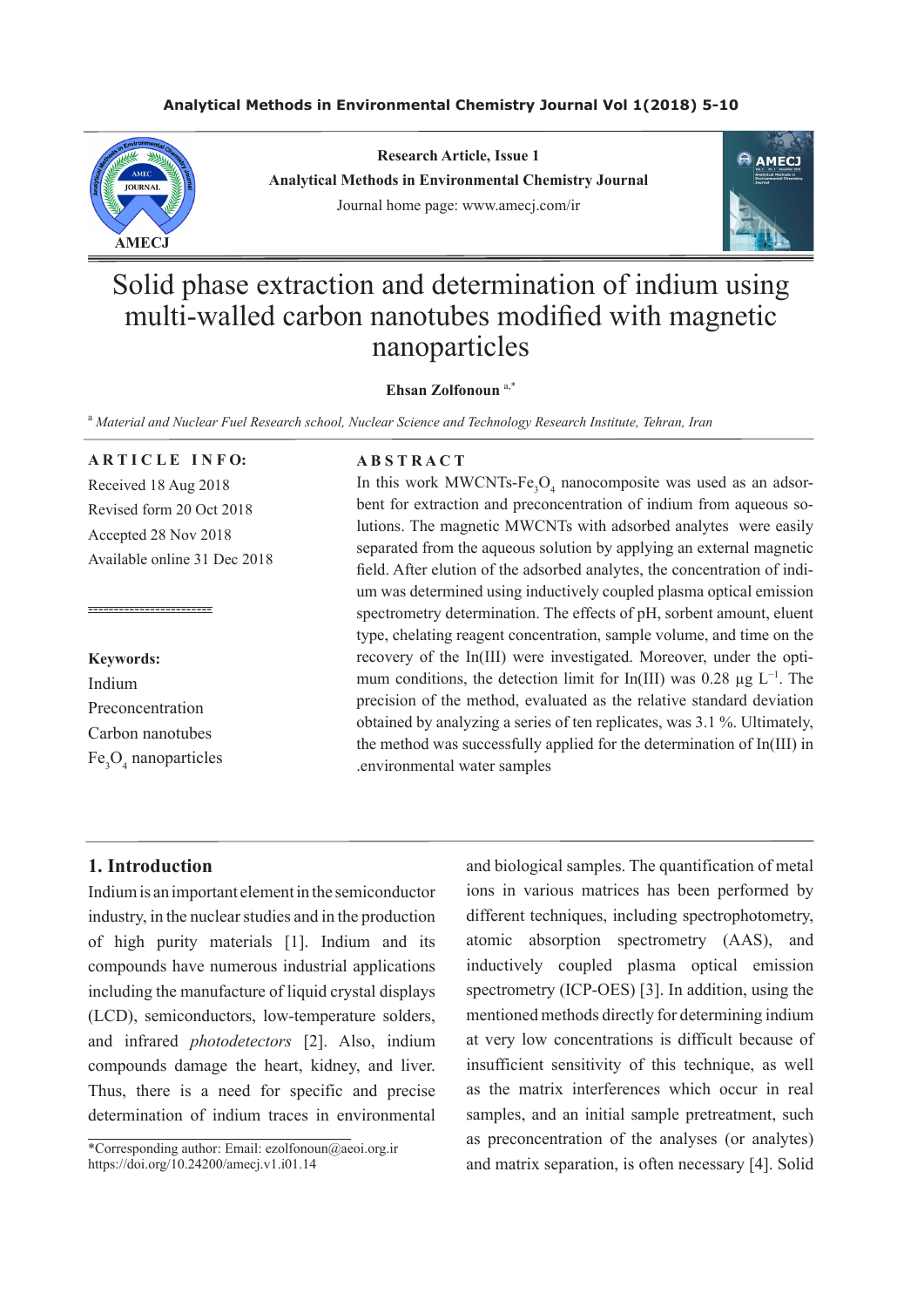Research Article, Issue 1
Analytical Methods in Environmental Chemistry Journal
Journal home page: www.amecj.com/ir

# Solid phase extraction and determination of indium using multi-walled carbon nanotubes modified with magnetic nanoparticles

**Ehsan Zolfonoun** [a,*]

[a] *Material and Nuclear Fuel Research school, Nuclear Science and Technology Research Institute, Tehran, Iran*

**ARTICLE INFO:**

Received 18 Aug 2018
Revised form 20 Oct 2018
Accepted 28 Nov 2018
Available online 31 Dec 2018

**Keywords:**
Indium
Preconcentration
Carbon nanotubes
$Fe_3O_4$ nanoparticles

**ABSTRACT**

In this work MWCNTs-$Fe_3O_4$ nanocomposite was used as an adsorbent for extraction and preconcentration of indium from aqueous solutions. The magnetic MWCNTs with adsorbed analytes were easily separated from the aqueous solution by applying an external magnetic field. After elution of the adsorbed analytes, the concentration of indium was determined using inductively coupled plasma optical emission spectrometry determination. The effects of pH, sorbent amount, eluent type, chelating reagent concentration, sample volume, and time on the recovery of the In(III) were investigated. Moreover, under the optimum conditions, the detection limit for In(III) was 0.28 μg $L^{-1}$. The precision of the method, evaluated as the relative standard deviation obtained by analyzing a series of ten replicates, was 3.1 %. Ultimately, the method was successfully applied for the determination of In(III) in .environmental water samples

## 1. Introduction

Indium is an important element in the semiconductor industry, in the nuclear studies and in the production of high purity materials [1]. Indium and its compounds have numerous industrial applications including the manufacture of liquid crystal displays (LCD), semiconductors, low-temperature solders, and infrared *photodetectors* [2]. Also, indium compounds damage the heart, kidney, and liver. Thus, there is a need for specific and precise determination of indium traces in environmental and biological samples. The quantification of metal ions in various matrices has been performed by different techniques, including spectrophotometry, atomic absorption spectrometry (AAS), and inductively coupled plasma optical emission spectrometry (ICP-OES) [3]. In addition, using the mentioned methods directly for determining indium at very low concentrations is difficult because of insufficient sensitivity of this technique, as well as the matrix interferences which occur in real samples, and an initial sample pretreatment, such as preconcentration of the analyses (or analytes) and matrix separation, is often necessary [4]. Solid

*Corresponding author: Email: ezolfonoun@aeoi.org.ir
https://doi.org/10.24200/amecj.v1.i01.14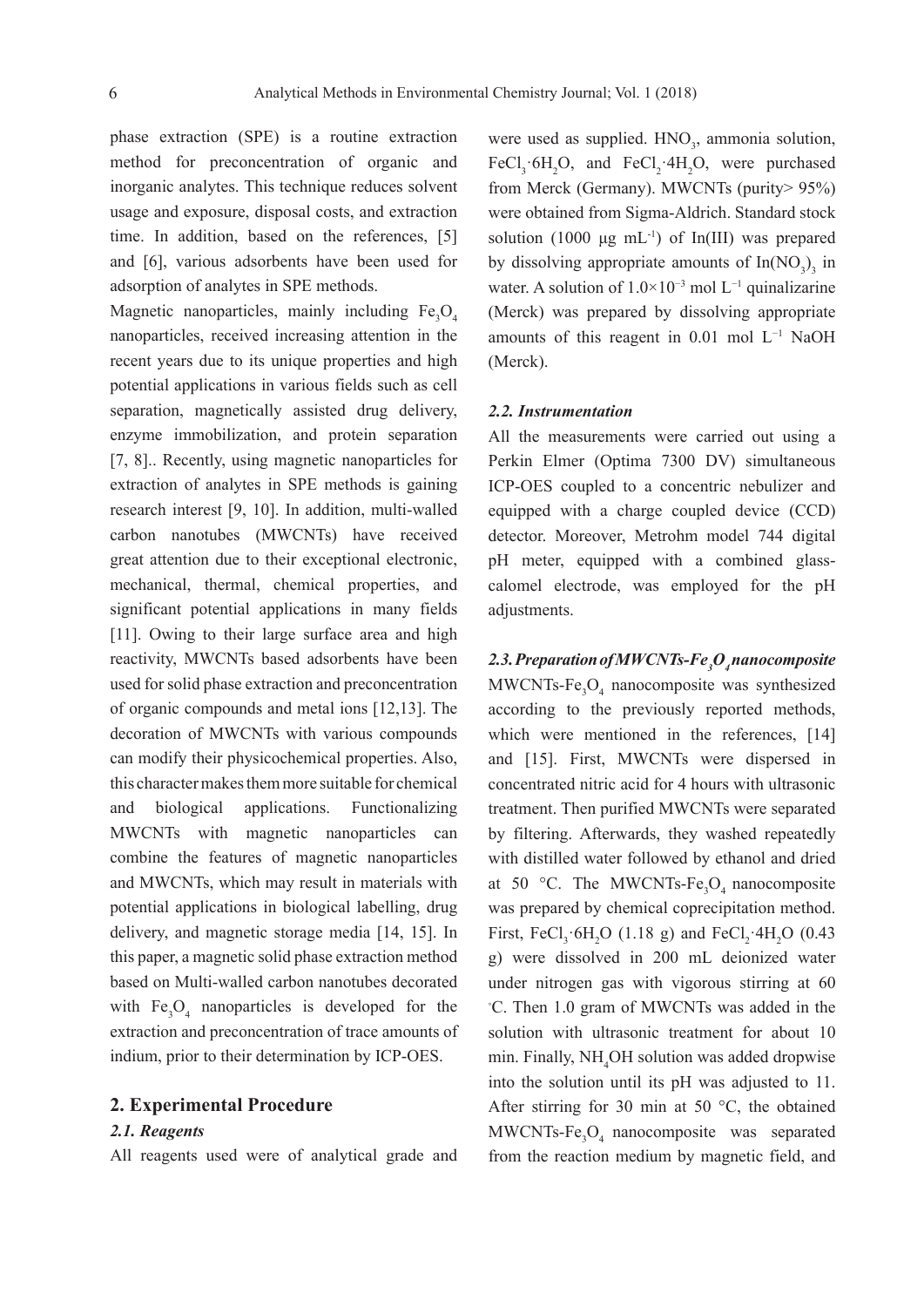phase extraction (SPE) is a routine extraction method for preconcentration of organic and inorganic analytes. This technique reduces solvent usage and exposure, disposal costs, and extraction time. In addition, based on the references, [5] and [6], various adsorbents have been used for adsorption of analytes in SPE methods.

Magnetic nanoparticles, mainly including $Fe_3O_4$ nanoparticles, received increasing attention in the recent years due to its unique properties and high potential applications in various fields such as cell separation, magnetically assisted drug delivery, enzyme immobilization, and protein separation [7, 8].. Recently, using magnetic nanoparticles for extraction of analytes in SPE methods is gaining research interest [9, 10]. In addition, multi-walled carbon nanotubes (MWCNTs) have received great attention due to their exceptional electronic, mechanical, thermal, chemical properties, and significant potential applications in many fields [11]. Owing to their large surface area and high reactivity, MWCNTs based adsorbents have been used for solid phase extraction and preconcentration of organic compounds and metal ions [12,13]. The decoration of MWCNTs with various compounds can modify their physicochemical properties. Also, this character makes them more suitable for chemical and biological applications. Functionalizing MWCNTs with magnetic nanoparticles can combine the features of magnetic nanoparticles and MWCNTs, which may result in materials with potential applications in biological labelling, drug delivery, and magnetic storage media [14, 15]. In this paper, a magnetic solid phase extraction method based on Multi-walled carbon nanotubes decorated with $Fe_3O_4$ nanoparticles is developed for the extraction and preconcentration of trace amounts of indium, prior to their determination by ICP-OES.

## 2. Experimental Procedure

### *2.1. Reagents*

All reagents used were of analytical grade and were used as supplied. $HNO_3$, ammonia solution, $FeCl_3 \cdot 6H_2O$, and $FeCl_2 \cdot 4H_2O$, were purchased from Merck (Germany). MWCNTs (purity> 95%) were obtained from Sigma-Aldrich. Standard stock solution (1000 μg $mL^{-1}$) of In(III) was prepared by dissolving appropriate amounts of $In(NO_3)_3$ in water. A solution of $1.0 \times 10^{-3}$ mol $L^{-1}$ quinalizarine (Merck) was prepared by dissolving appropriate amounts of this reagent in 0.01 mol $L^{-1}$ NaOH (Merck).

### *2.2. Instrumentation*

All the measurements were carried out using a Perkin Elmer (Optima 7300 DV) simultaneous ICP-OES coupled to a concentric nebulizer and equipped with a charge coupled device (CCD) detector. Moreover, Metrohm model 744 digital pH meter, equipped with a combined glass-calomel electrode, was employed for the pH adjustments.

### *2.3. Preparation of MWCNTs-$Fe_3O_4$ nanocomposite*

MWCNTs-$Fe_3O_4$ nanocomposite was synthesized according to the previously reported methods, which were mentioned in the references, [14] and [15]. First, MWCNTs were dispersed in concentrated nitric acid for 4 hours with ultrasonic treatment. Then purified MWCNTs were separated by filtering. Afterwards, they washed repeatedly with distilled water followed by ethanol and dried at 50 °C. The MWCNTs-$Fe_3O_4$ nanocomposite was prepared by chemical coprecipitation method. First, $FeCl_3 \cdot 6H_2O$ (1.18 g) and $FeCl_2 \cdot 4H_2O$ (0.43 g) were dissolved in 200 mL deionized water under nitrogen gas with vigorous stirring at 60 °C. Then 1.0 gram of MWCNTs was added in the solution with ultrasonic treatment for about 10 min. Finally, $NH_4OH$ solution was added dropwise into the solution until its pH was adjusted to 11. After stirring for 30 min at 50 °C, the obtained MWCNTs-$Fe_3O_4$ nanocomposite was separated from the reaction medium by magnetic field, and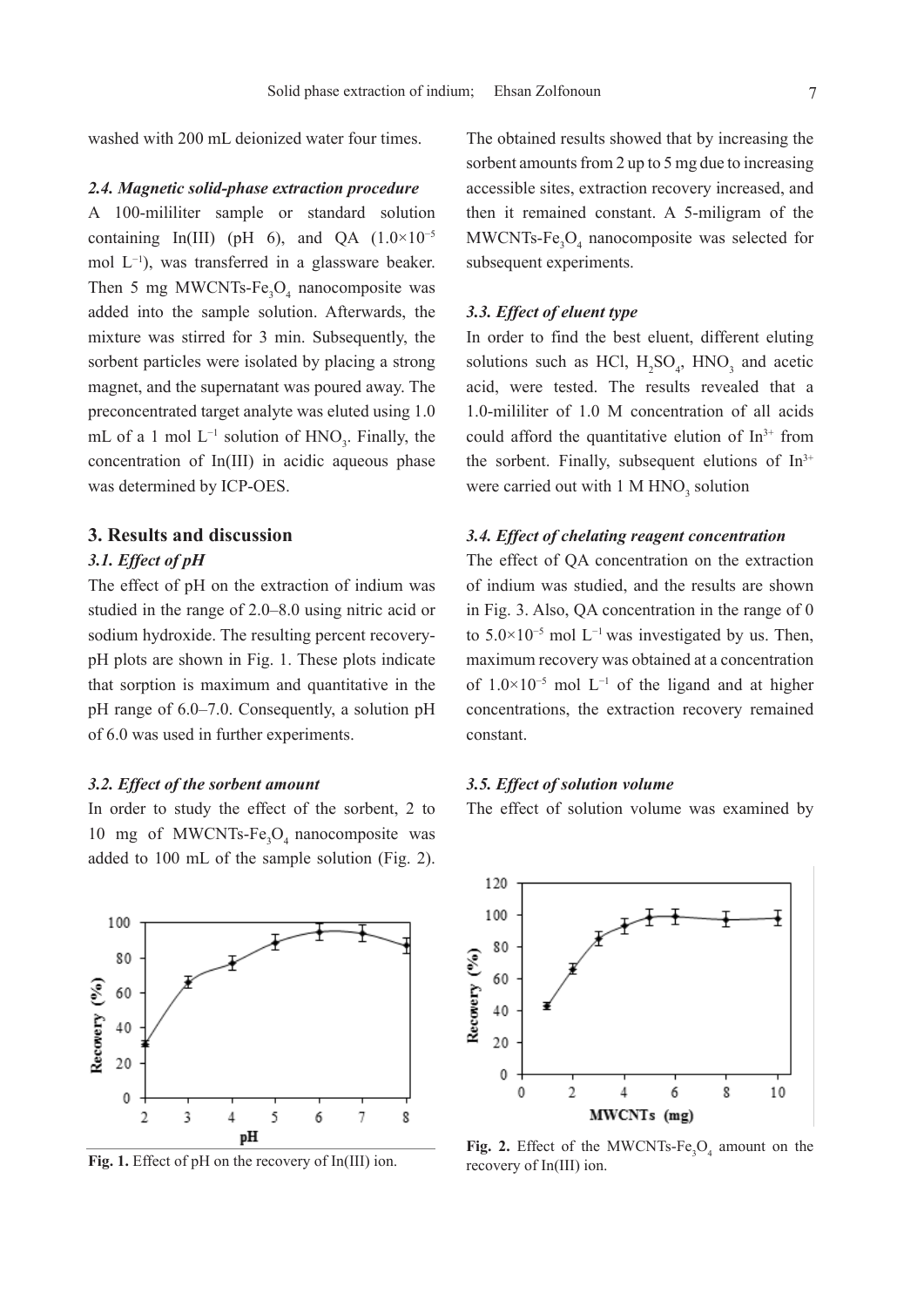washed with 200 mL deionized water four times.

### 2.4. Magnetic solid-phase extraction procedure

A 100-mililiter sample or standard solution containing In(III) (pH 6), and QA ($1.0\times10^{-5}$ mol $L^{-1}$), was transferred in a glassware beaker. Then 5 mg MWCNTs-$Fe_3O_4$ nanocomposite was added into the sample solution. Afterwards, the mixture was stirred for 3 min. Subsequently, the sorbent particles were isolated by placing a strong magnet, and the supernatant was poured away. The preconcentrated target analyte was eluted using 1.0 mL of a 1 mol $L^{-1}$ solution of $HNO_3$. Finally, the concentration of In(III) in acidic aqueous phase was determined by ICP-OES.

## 3. Results and discussion

### 3.1. Effect of pH

The effect of pH on the extraction of indium was studied in the range of 2.0–8.0 using nitric acid or sodium hydroxide. The resulting percent recovery-pH plots are shown in Fig. 1. These plots indicate that sorption is maximum and quantitative in the pH range of 6.0–7.0. Consequently, a solution pH of 6.0 was used in further experiments.

### 3.2. Effect of the sorbent amount

In order to study the effect of the sorbent, 2 to 10 mg of MWCNTs-$Fe_3O_4$ nanocomposite was added to 100 mL of the sample solution (Fig. 2). The obtained results showed that by increasing the sorbent amounts from 2 up to 5 mg due to increasing accessible sites, extraction recovery increased, and then it remained constant. A 5-miligram of the MWCNTs-$Fe_3O_4$ nanocomposite was selected for subsequent experiments.

**Fig. 1.** Effect of pH on the recovery of In(III) ion.

**Fig. 2.** Effect of the MWCNTs-$Fe_3O_4$ amount on the recovery of In(III) ion.

### 3.3. Effect of eluent type

In order to find the best eluent, different eluting solutions such as HCl, $H_2SO_4$, $HNO_3$ and acetic acid, were tested. The results revealed that a 1.0-mililiter of 1.0 M concentration of all acids could afford the quantitative elution of $In^{3+}$ from the sorbent. Finally, subsequent elutions of $In^{3+}$ were carried out with 1 M $HNO_3$ solution

### 3.4. Effect of chelating reagent concentration

The effect of QA concentration on the extraction of indium was studied, and the results are shown in Fig. 3. Also, QA concentration in the range of 0 to $5.0\times10^{-5}$ mol $L^{-1}$ was investigated by us. Then, maximum recovery was obtained at a concentration of $1.0\times10^{-5}$ mol $L^{-1}$ of the ligand and at higher concentrations, the extraction recovery remained constant.

### 3.5. Effect of solution volume

The effect of solution volume was examined by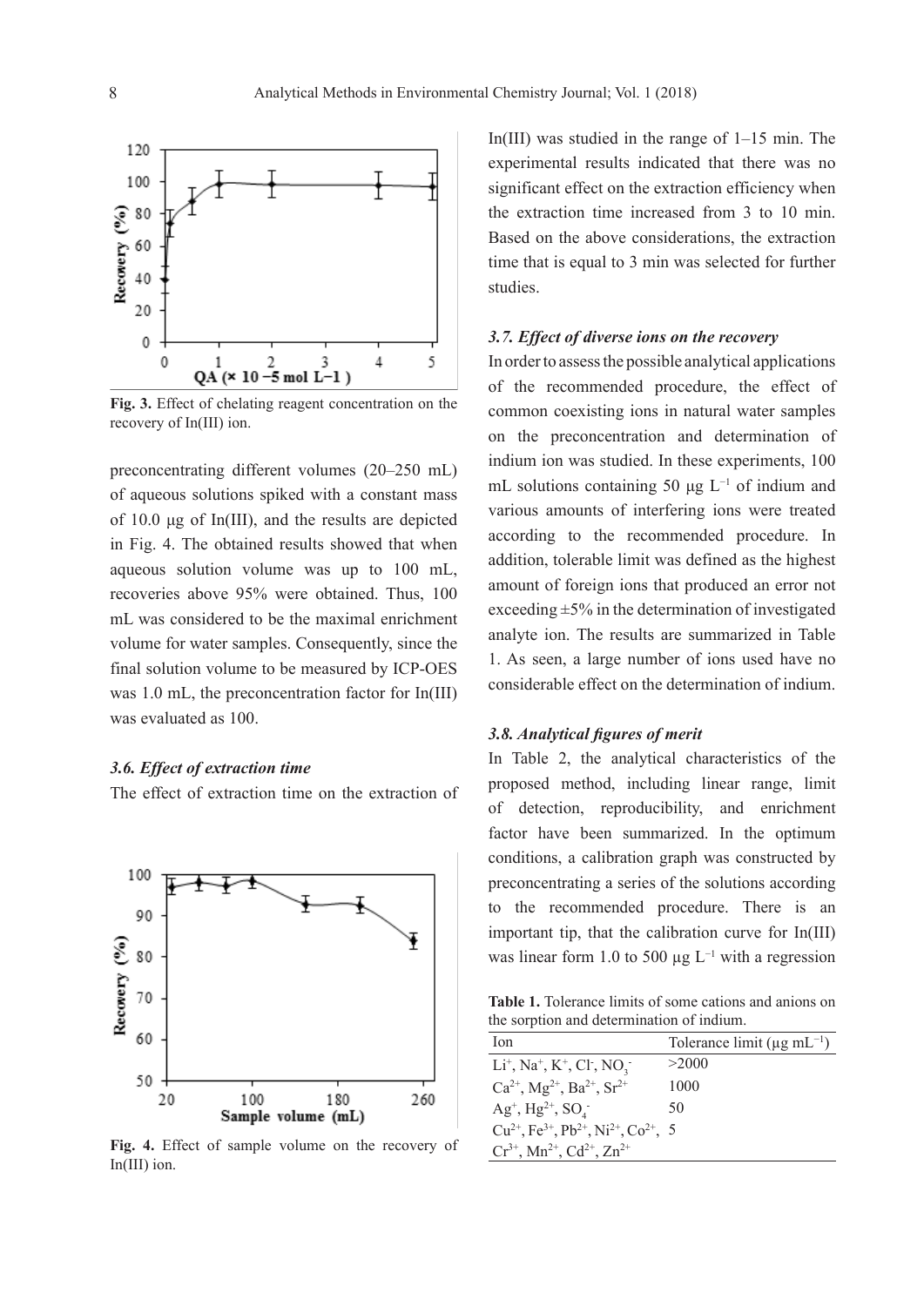**Fig. 3.** Effect of chelating reagent concentration on the recovery of In(III) ion.

preconcentrating different volumes (20–250 mL) of aqueous solutions spiked with a constant mass of 10.0 μg of In(III), and the results are depicted in Fig. 4. The obtained results showed that when aqueous solution volume was up to 100 mL, recoveries above 95% were obtained. Thus, 100 mL was considered to be the maximal enrichment volume for water samples. Consequently, since the final solution volume to be measured by ICP-OES was 1.0 mL, the preconcentration factor for In(III) was evaluated as 100.

### *3.6. Effect of extraction time*

The effect of extraction time on the extraction of In(III) was studied in the range of 1–15 min. The experimental results indicated that there was no significant effect on the extraction efficiency when the extraction time increased from 3 to 10 min. Based on the above considerations, the extraction time that is equal to 3 min was selected for further studies.

**Fig. 4.** Effect of sample volume on the recovery of In(III) ion.

### *3.7. Effect of diverse ions on the recovery*

In order to assess the possible analytical applications of the recommended procedure, the effect of common coexisting ions in natural water samples on the preconcentration and determination of indium ion was studied. In these experiments, 100 mL solutions containing 50 μg $L^{-1}$ of indium and various amounts of interfering ions were treated according to the recommended procedure. In addition, tolerable limit was defined as the highest amount of foreign ions that produced an error not exceeding ±5% in the determination of investigated analyte ion. The results are summarized in Table 1. As seen, a large number of ions used have no considerable effect on the determination of indium.

### *3.8. Analytical figures of merit*

In Table 2, the analytical characteristics of the proposed method, including linear range, limit of detection, reproducibility, and enrichment factor have been summarized. In the optimum conditions, a calibration graph was constructed by preconcentrating a series of the solutions according to the recommended procedure. There is an important tip, that the calibration curve for In(III) was linear form 1.0 to 500 μg $L^{-1}$ with a regression

**Table 1.** Tolerance limits of some cations and anions on the sorption and determination of indium.

| Ion | Tolerance limit (μg $mL^{-1}$) |
|---|---|
| $Li^+$, $Na^+$, $K^+$, $Cl^-$, $NO_3^-$ | >2000 |
| $Ca^{2+}$, $Mg^{2+}$, $Ba^{2+}$, $Sr^{2+}$ | 1000 |
| $Ag^+$, $Hg^{2+}$, $SO_4^-$ | 50 |
| $Cu^{2+}$, $Fe^{3+}$, $Pb^{2+}$, $Ni^{2+}$, $Co^{2+}$, $Cr^{3+}$, $Mn^{2+}$, $Cd^{2+}$, $Zn^{2+}$ | 5 |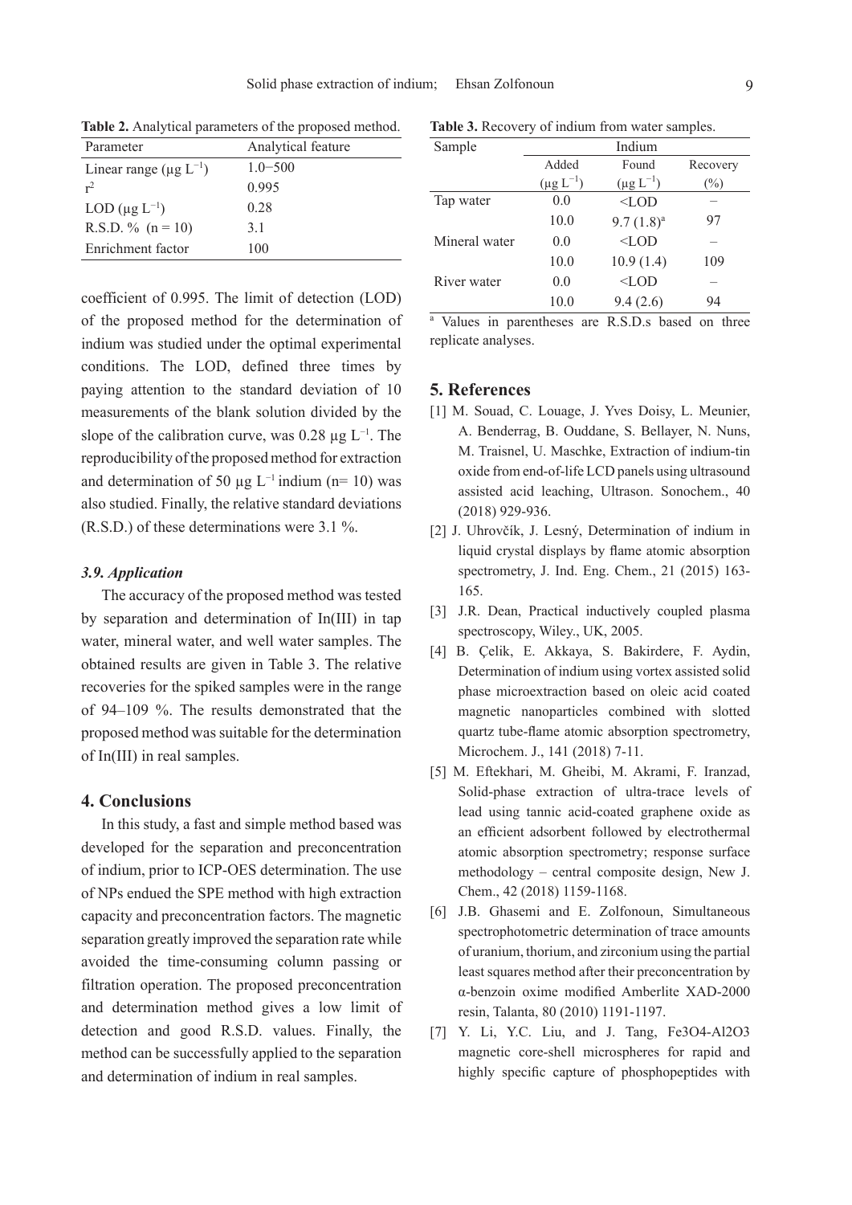**Table 2.** Analytical parameters of the proposed method.

| Parameter | Analytical feature |
|---|---|
| Linear range (μg $L^{-1}$) | 1.0−500 |
| $r^2$ | 0.995 |
| LOD (μg $L^{-1}$) | 0.28 |
| R.S.D. % (n = 10) | 3.1 |
| Enrichment factor | 100 |

coefficient of 0.995. The limit of detection (LOD) of the proposed method for the determination of indium was studied under the optimal experimental conditions. The LOD, defined three times by paying attention to the standard deviation of 10 measurements of the blank solution divided by the slope of the calibration curve, was 0.28 μg $L^{-1}$. The reproducibility of the proposed method for extraction and determination of 50 μg $L^{-1}$ indium (n= 10) was also studied. Finally, the relative standard deviations (R.S.D.) of these determinations were 3.1 %.

### *3.9. Application*

The accuracy of the proposed method was tested by separation and determination of In(III) in tap water, mineral water, and well water samples. The obtained results are given in Table 3. The relative recoveries for the spiked samples were in the range of 94–109 %. The results demonstrated that the proposed method was suitable for the determination of In(III) in real samples.

## 4. Conclusions

In this study, a fast and simple method based was developed for the separation and preconcentration of indium, prior to ICP-OES determination. The use of NPs endued the SPE method with high extraction capacity and preconcentration factors. The magnetic separation greatly improved the separation rate while avoided the time-consuming column passing or filtration operation. The proposed preconcentration and determination method gives a low limit of detection and good R.S.D. values. Finally, the method can be successfully applied to the separation and determination of indium in real samples.

**Table 3.** Recovery of indium from water samples.

| Sample | Indium | | |
|---|---|---|---|
| | Added (μg $L^{-1}$) | Found (μg $L^{-1}$) | Recovery (%) |
| Tap water | 0.0 | <LOD | – |
| | 10.0 | 9.7 (1.8)[a] | 97 |
| Mineral water | 0.0 | <LOD | – |
| | 10.0 | 10.9 (1.4) | 109 |
| River water | 0.0 | <LOD | – |
| | 10.0 | 9.4 (2.6) | 94 |

[a] Values in parentheses are R.S.D.s based on three replicate analyses.

## 5. References

[1] M. Souad, C. Louage, J. Yves Doisy, L. Meunier, A. Benderrag, B. Ouddane, S. Bellayer, N. Nuns, M. Traisnel, U. Maschke, Extraction of indium-tin oxide from end-of-life LCD panels using ultrasound assisted acid leaching, Ultrason. Sonochem., 40 (2018) 929-936.

[2] J. Uhrovčík, J. Lesný, Determination of indium in liquid crystal displays by flame atomic absorption spectrometry, J. Ind. Eng. Chem., 21 (2015) 163-165.

[3] J.R. Dean, Practical inductively coupled plasma spectroscopy, Wiley., UK, 2005.

[4] B. Çelik, E. Akkaya, S. Bakirdere, F. Aydin, Determination of indium using vortex assisted solid phase microextraction based on oleic acid coated magnetic nanoparticles combined with slotted quartz tube-flame atomic absorption spectrometry, Microchem. J., 141 (2018) 7-11.

[5] M. Eftekhari, M. Gheibi, M. Akrami, F. Iranzad, Solid-phase extraction of ultra-trace levels of lead using tannic acid-coated graphene oxide as an efficient adsorbent followed by electrothermal atomic absorption spectrometry; response surface methodology – central composite design, New J. Chem., 42 (2018) 1159-1168.

[6] J.B. Ghasemi and E. Zolfonoun, Simultaneous spectrophotometric determination of trace amounts of uranium, thorium, and zirconium using the partial least squares method after their preconcentration by α-benzoin oxime modified Amberlite XAD-2000 resin, Talanta, 80 (2010) 1191-1197.

[7] Y. Li, Y.C. Liu, and J. Tang, Fe3O4-Al2O3 magnetic core-shell microspheres for rapid and highly specific capture of phosphopeptides with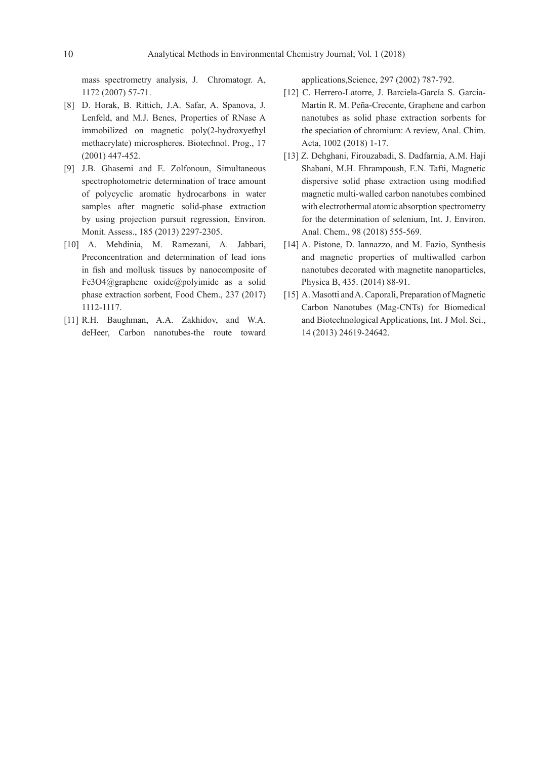mass spectrometry analysis, J. Chromatogr. A, 1172 (2007) 57-71.

[8] D. Horak, B. Rittich, J.A. Safar, A. Spanova, J. Lenfeld, and M.J. Benes, Properties of RNase A immobilized on magnetic poly(2-hydroxyethyl methacrylate) microspheres. Biotechnol. Prog., 17 (2001) 447-452.

[9] J.B. Ghasemi and E. Zolfonoun, Simultaneous spectrophotometric determination of trace amount of polycyclic aromatic hydrocarbons in water samples after magnetic solid-phase extraction by using projection pursuit regression, Environ. Monit. Assess., 185 (2013) 2297-2305.

[10] A. Mehdinia, M. Ramezani, A. Jabbari, Preconcentration and determination of lead ions in fish and mollusk tissues by nanocomposite of Fe3O4@graphene oxide@polyimide as a solid phase extraction sorbent, Food Chem., 237 (2017) 1112-1117.

[11] R.H. Baughman, A.A. Zakhidov, and W.A. deHeer, Carbon nanotubes-the route toward applications,Science, 297 (2002) 787-792.

[12] C. Herrero-Latorre, J. Barciela-García S. García-Martín R. M. Peña-Crecente, Graphene and carbon nanotubes as solid phase extraction sorbents for the speciation of chromium: A review, Anal. Chim. Acta, 1002 (2018) 1-17.

[13] Z. Dehghani, Firouzabadi, S. Dadfarnia, A.M. Haji Shabani, M.H. Ehrampoush, E.N. Tafti, Magnetic dispersive solid phase extraction using modified magnetic multi-walled carbon nanotubes combined with electrothermal atomic absorption spectrometry for the determination of selenium, Int. J. Environ. Anal. Chem., 98 (2018) 555-569.

[14] A. Pistone, D. Iannazzo, and M. Fazio, Synthesis and magnetic properties of multiwalled carbon nanotubes decorated with magnetite nanoparticles, Physica B, 435. (2014) 88-91.

[15] A. Masotti and A. Caporali, Preparation of Magnetic Carbon Nanotubes (Mag-CNTs) for Biomedical and Biotechnological Applications, Int. J Mol. Sci., 14 (2013) 24619-24642.